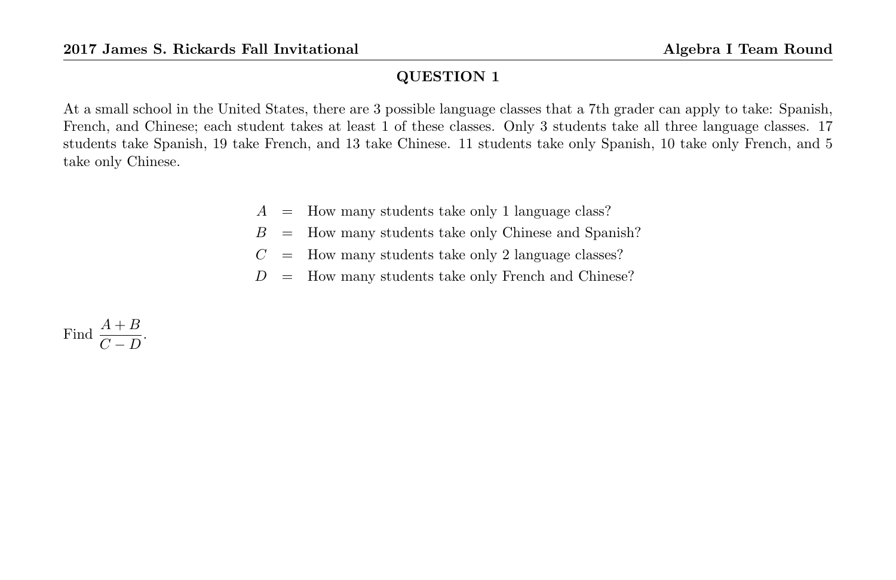## QUESTION 1

At a small school in the United States, there are 3 possible language classes that a 7th grader can apply to take: Spanish, French, and Chinese; each student takes at least 1 of these classes. Only 3 students take all three language classes. 17 students take Spanish, 19 take French, and 13 take Chinese. 11 students take only Spanish, 10 take only French, and 5 take only Chinese.

$A$ = How many students take only 1 language class?

$B$ = How many students take only Chinese and Spanish?

$C$ = How many students take only 2 language classes?

$D$ = How many students take only French and Chinese?

Find $\dfrac{A+B}{C-D}$.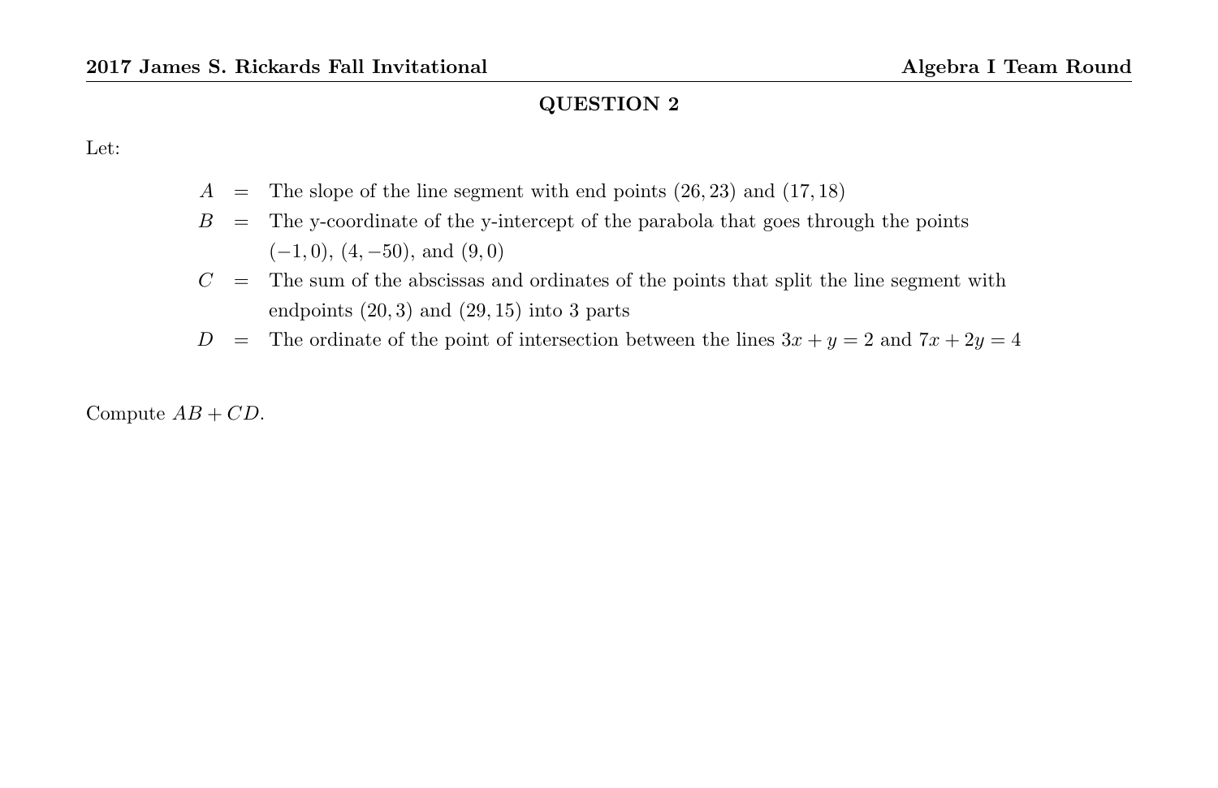## QUESTION 2

Let:

$A$ = The slope of the line segment with end points $(26, 23)$ and $(17, 18)$

$B$ = The y-coordinate of the y-intercept of the parabola that goes through the points $(-1, 0)$, $(4, -50)$, and $(9, 0)$

$C$ = The sum of the abscissas and ordinates of the points that split the line segment with endpoints $(20, 3)$ and $(29, 15)$ into 3 parts

$D$ = The ordinate of the point of intersection between the lines $3x + y = 2$ and $7x + 2y = 4$

Compute $AB + CD$.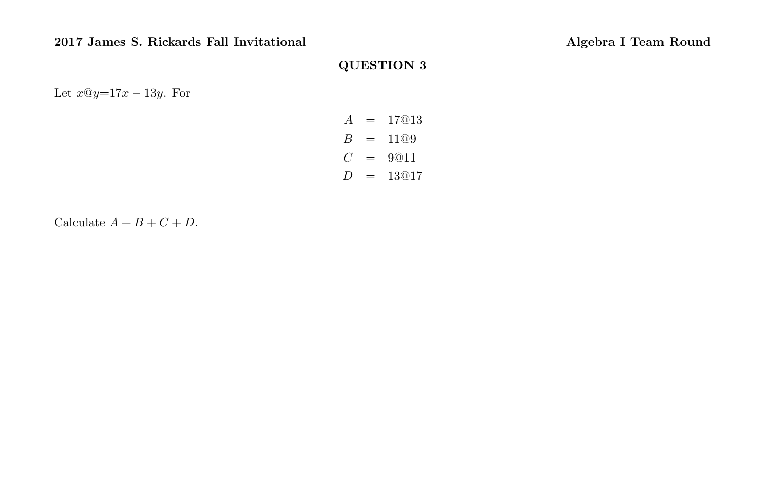## QUESTION 3

Let $x@y=17x-13y$. For

$$
\begin{aligned}
A &= 17@13 \\
B &= 11@9 \\
C &= 9@11 \\
D &= 13@17
\end{aligned}
$$

Calculate $A+B+C+D$.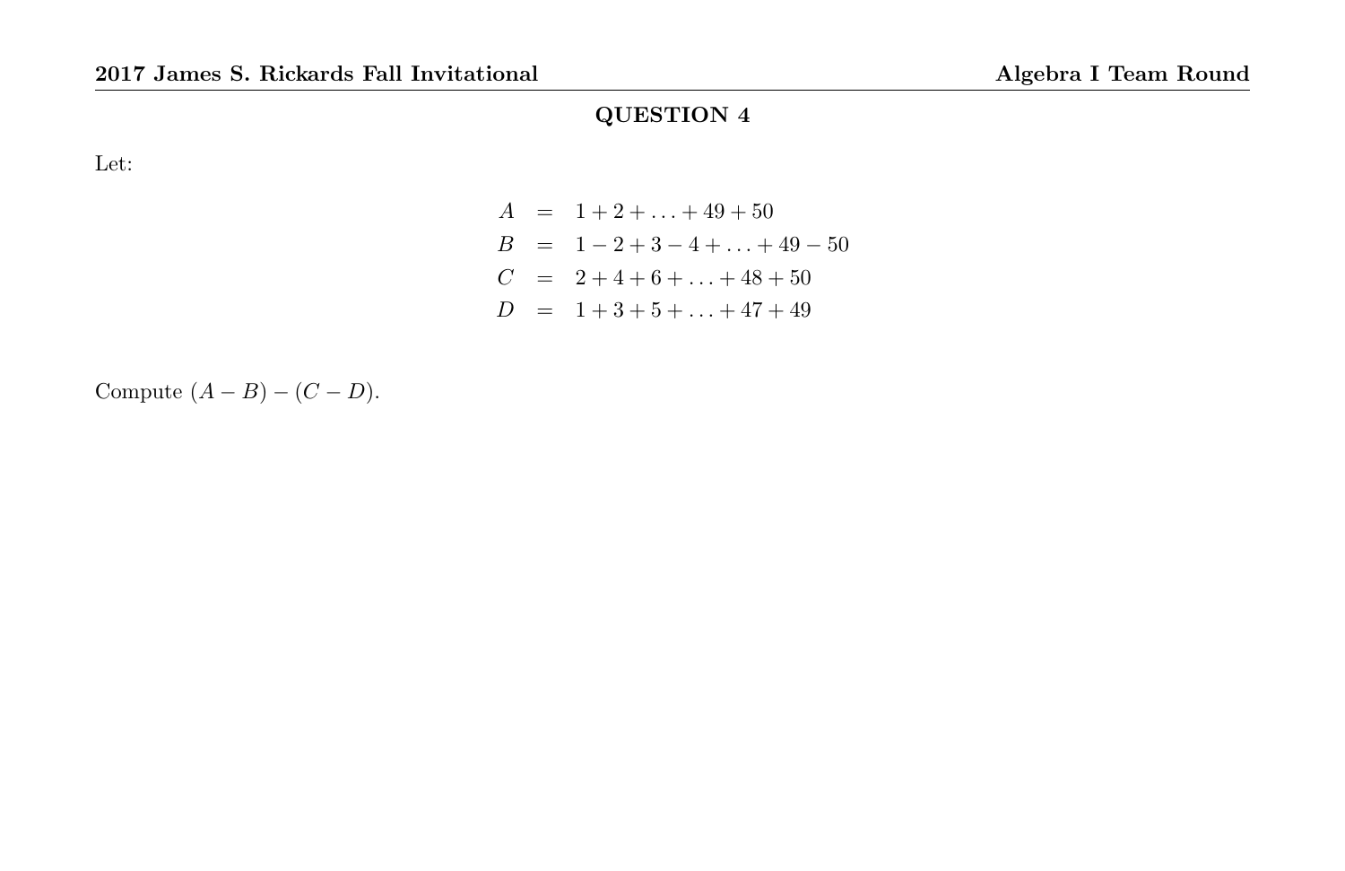## QUESTION 4

Let:

$$\begin{aligned}
A &= 1 + 2 + \ldots + 49 + 50 \\
B &= 1 - 2 + 3 - 4 + \ldots + 49 - 50 \\
C &= 2 + 4 + 6 + \ldots + 48 + 50 \\
D &= 1 + 3 + 5 + \ldots + 47 + 49
\end{aligned}$$

Compute $(A - B) - (C - D)$.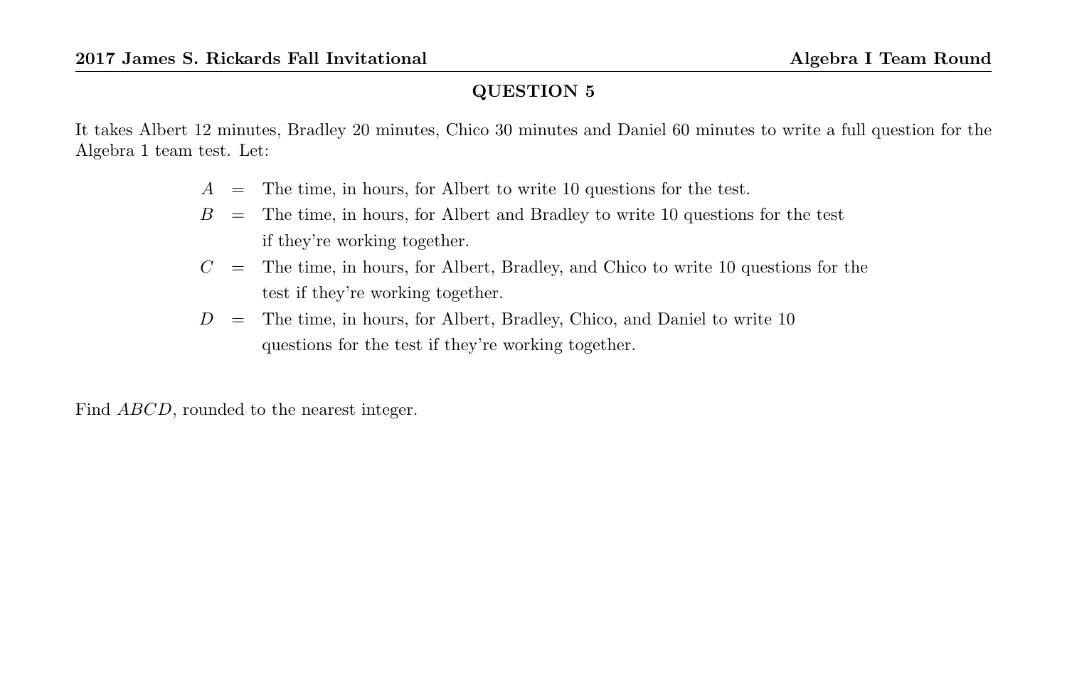## QUESTION 5

It takes Albert 12 minutes, Bradley 20 minutes, Chico 30 minutes and Daniel 60 minutes to write a full question for the Algebra 1 team test. Let:

- $A$ = The time, in hours, for Albert to write 10 questions for the test.
- $B$ = The time, in hours, for Albert and Bradley to write 10 questions for the test if they're working together.
- $C$ = The time, in hours, for Albert, Bradley, and Chico to write 10 questions for the test if they're working together.
- $D$ = The time, in hours, for Albert, Bradley, Chico, and Daniel to write 10 questions for the test if they're working together.

Find $ABCD$, rounded to the nearest integer.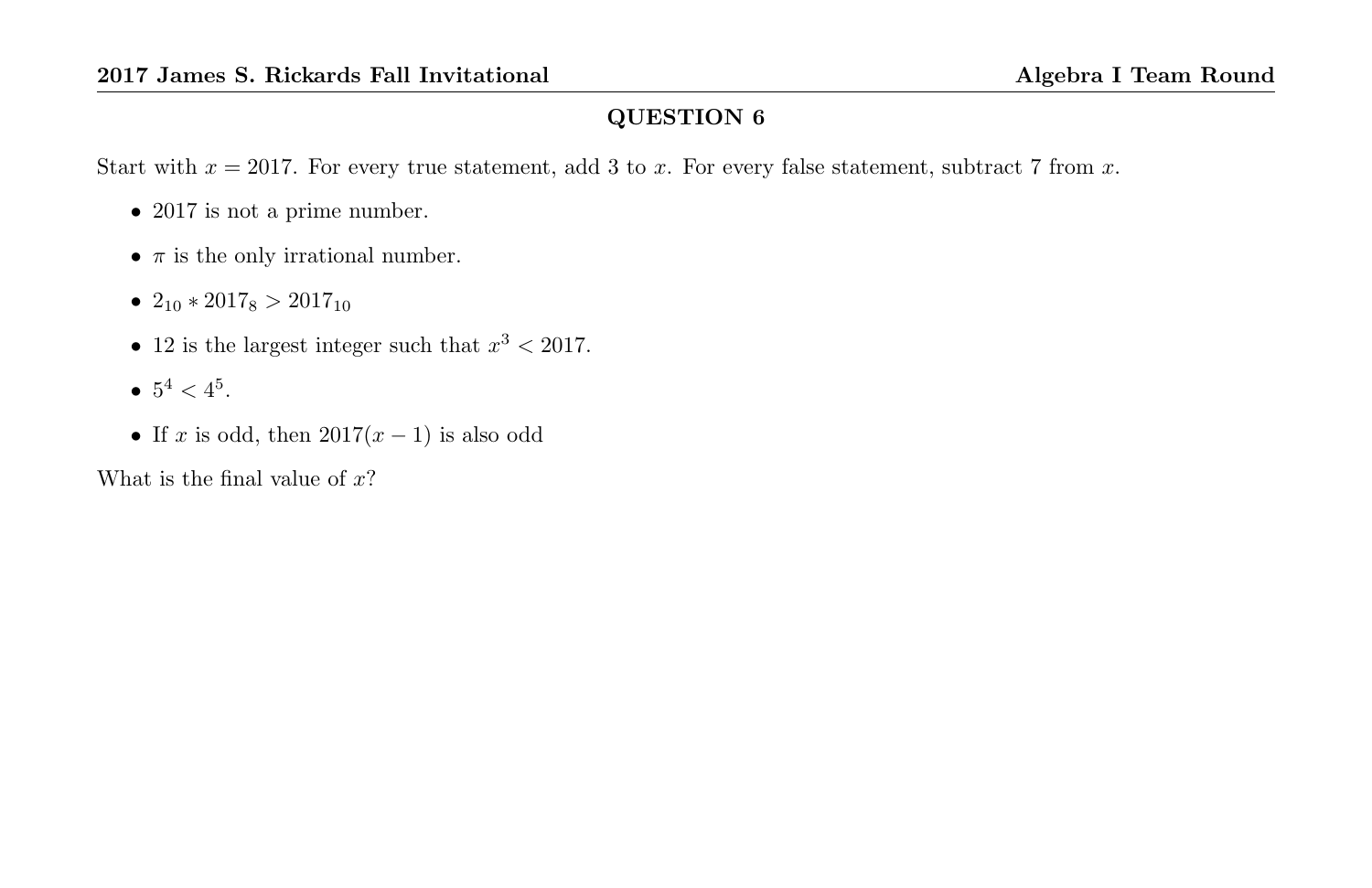## QUESTION 6

Start with $x = 2017$. For every true statement, add 3 to $x$. For every false statement, subtract 7 from $x$.

- 2017 is not a prime number.
- $\pi$ is the only irrational number.
- $2_{10} * 2017_8 > 2017_{10}$
- 12 is the largest integer such that $x^3 < 2017$.
- $5^4 < 4^5$.
- If $x$ is odd, then $2017(x - 1)$ is also odd

What is the final value of $x$?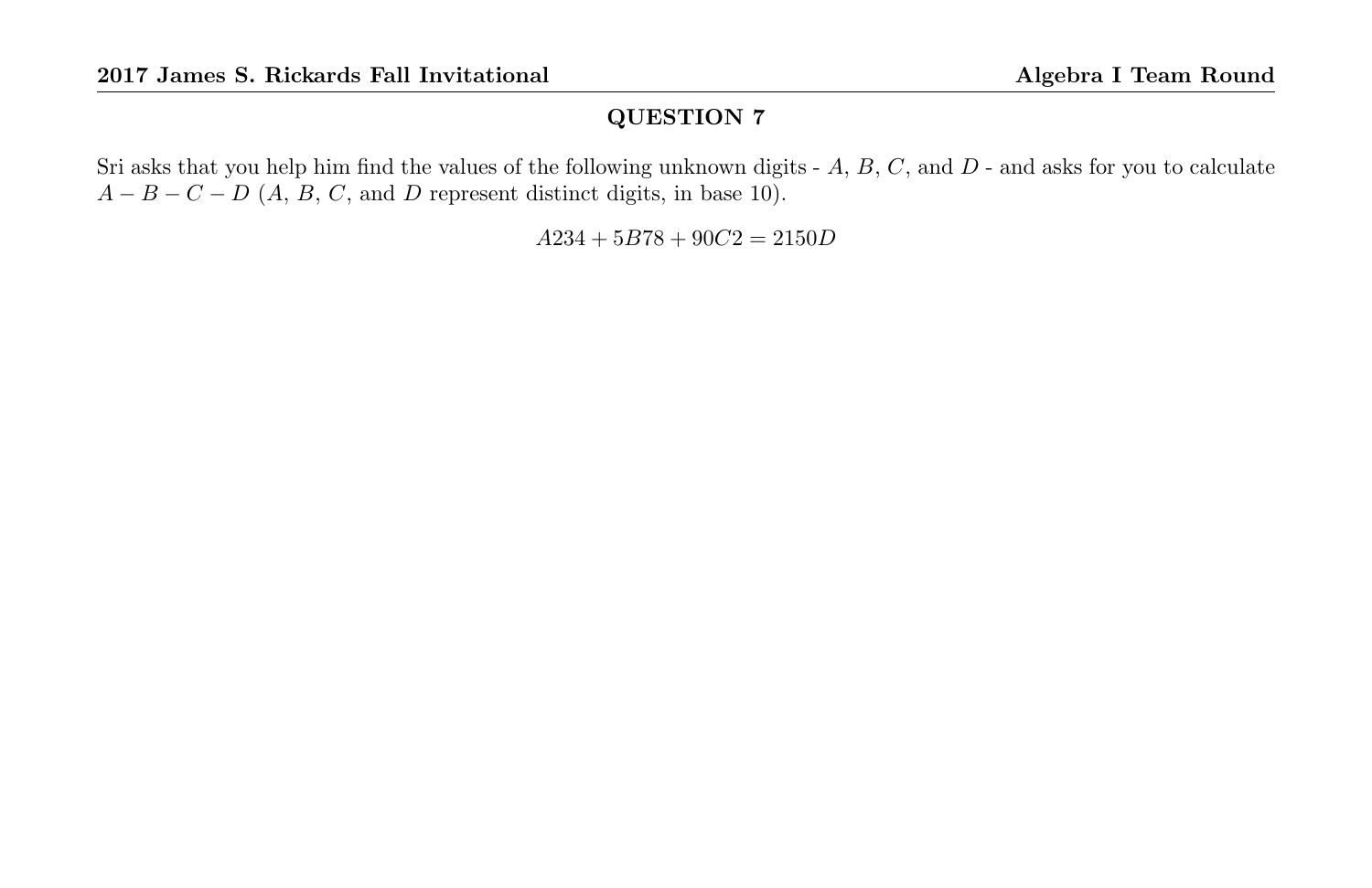## QUESTION 7

Sri asks that you help him find the values of the following unknown digits - $A$, $B$, $C$, and $D$ - and asks for you to calculate $A - B - C - D$ ($A$, $B$, $C$, and $D$ represent distinct digits, in base 10).

$$A234 + 5B78 + 90C2 = 2150D$$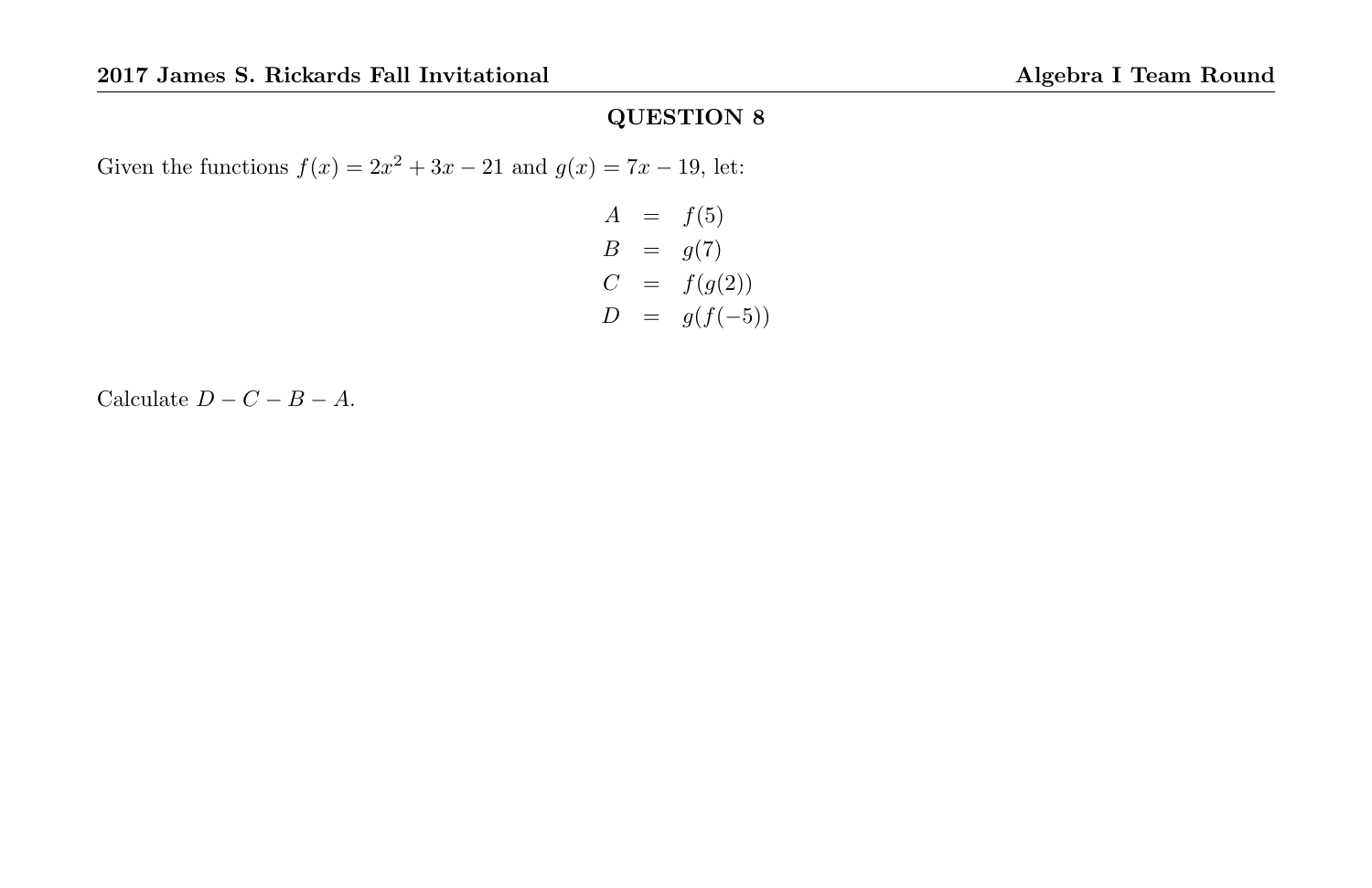## QUESTION 8

Given the functions $f(x) = 2x^2 + 3x - 21$ and $g(x) = 7x - 19$, let:

$$\begin{aligned} A &= f(5) \\ B &= g(7) \\ C &= f(g(2)) \\ D &= g(f(-5)) \end{aligned}$$

Calculate $D - C - B - A$.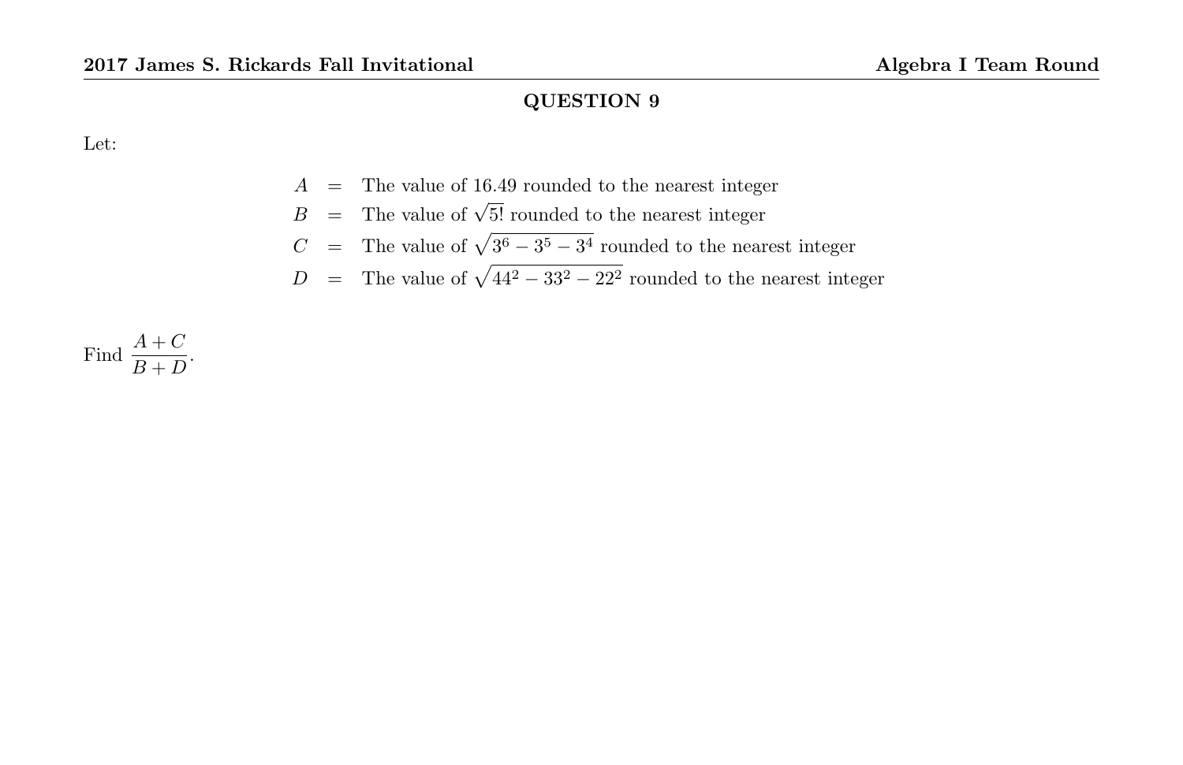## QUESTION 9

Let:

$$
\begin{aligned}
A &= \text{The value of } 16.49 \text{ rounded to the nearest integer} \\
B &= \text{The value of } \sqrt{5!} \text{ rounded to the nearest integer} \\
C &= \text{The value of } \sqrt{3^6 - 3^5 - 3^4} \text{ rounded to the nearest integer} \\
D &= \text{The value of } \sqrt{44^2 - 33^2 - 22^2} \text{ rounded to the nearest integer}
\end{aligned}
$$

Find $\dfrac{A+C}{B+D}$.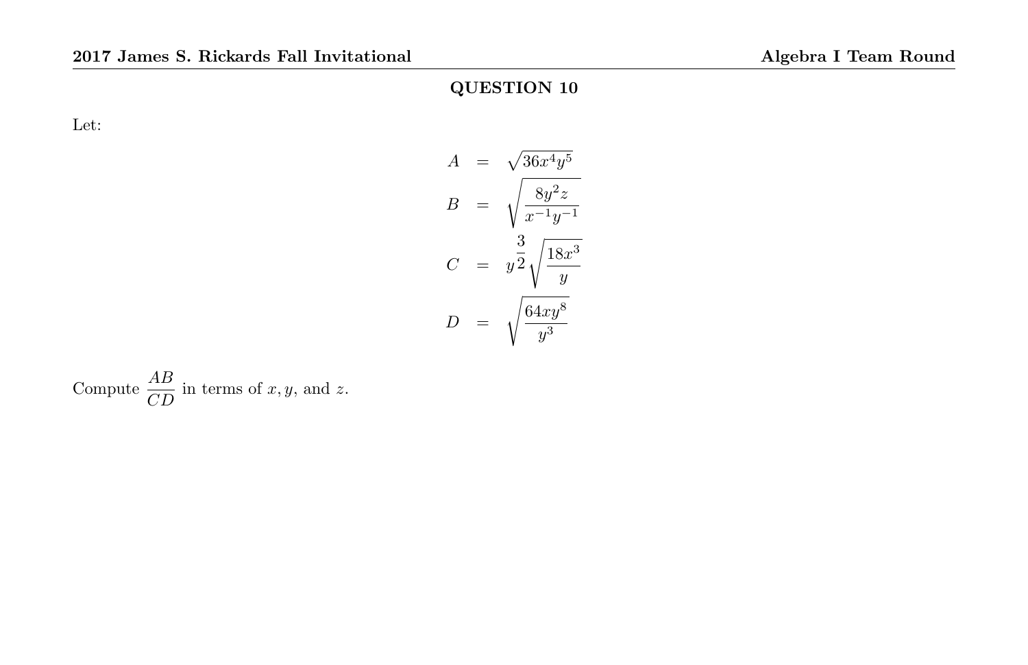## QUESTION 10

Let:

$$
\begin{aligned}
A &= \sqrt{36x^4y^5} \\
B &= \sqrt{\frac{8y^2z}{x^{-1}y^{-1}}} \\
C &= y^{\frac{3}{2}}\sqrt{\frac{18x^3}{y}} \\
D &= \sqrt{\frac{64xy^8}{y^3}}
\end{aligned}
$$

Compute $\dfrac{AB}{CD}$ in terms of $x, y,$ and $z$.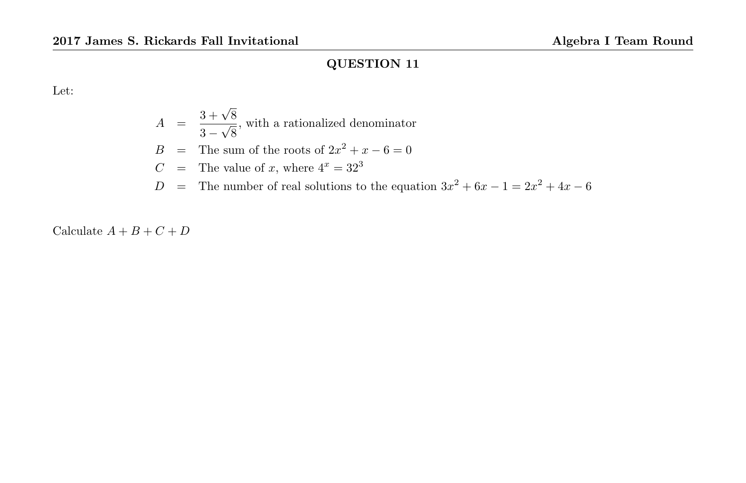## QUESTION 11

Let:

$$
\begin{aligned}
A &= \frac{3+\sqrt{8}}{3-\sqrt{8}}, \text{ with a rationalized denominator} \\
B &= \text{The sum of the roots of } 2x^2 + x - 6 = 0 \\
C &= \text{The value of } x, \text{ where } 4^x = 32^3 \\
D &= \text{The number of real solutions to the equation } 3x^2 + 6x - 1 = 2x^2 + 4x - 6
\end{aligned}
$$

Calculate $A + B + C + D$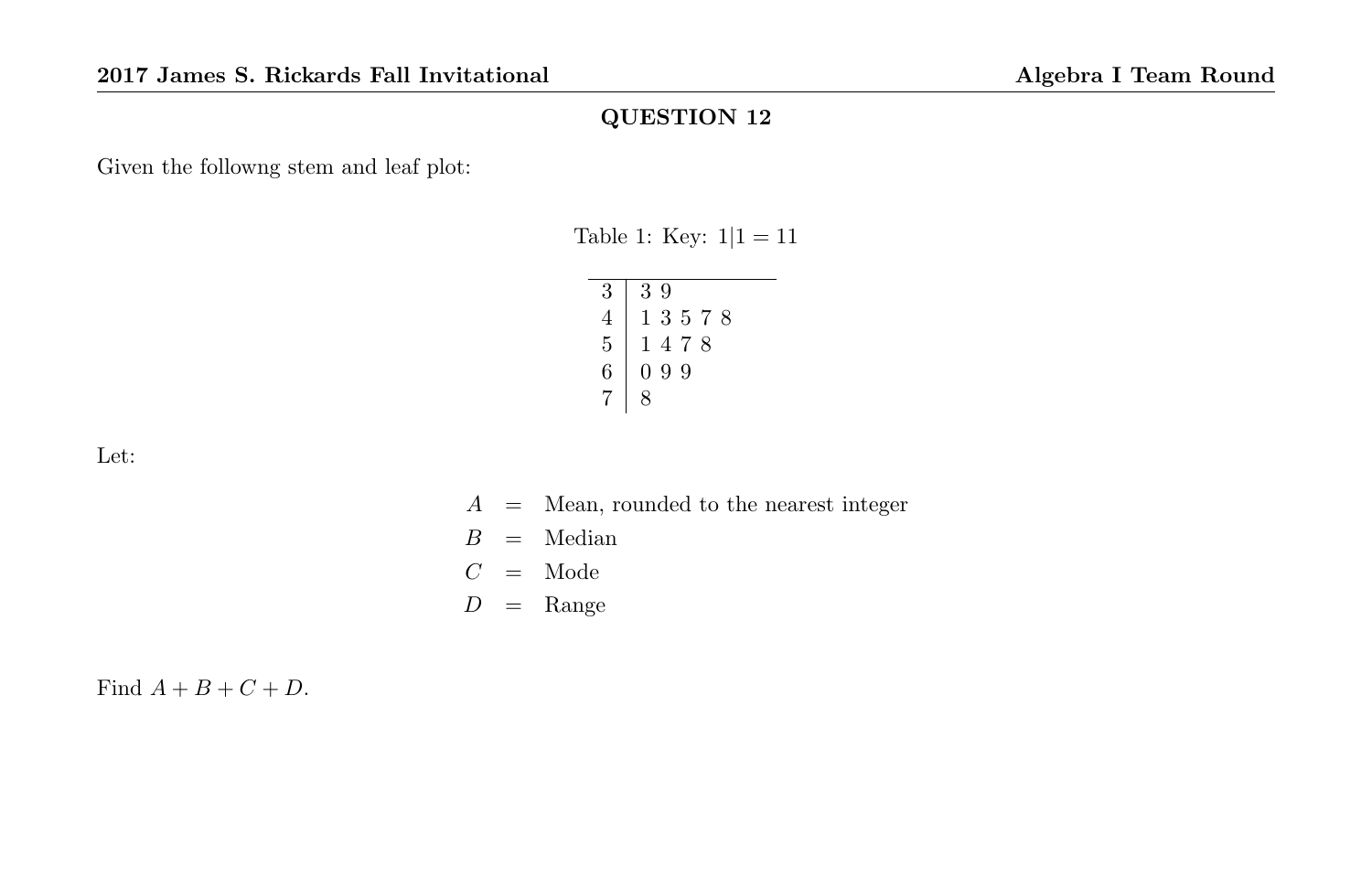## QUESTION 12

Given the followng stem and leaf plot:

Table 1: Key: $1|1 = 11$

| Stem | Leaf |
|---|---|
| 3 | 3 9 |
| 4 | 1 3 5 7 8 |
| 5 | 1 4 7 8 |
| 6 | 0 9 9 |
| 7 | 8 |

Let:

$$\begin{aligned} A &= \text{Mean, rounded to the nearest integer} \\ B &= \text{Median} \\ C &= \text{Mode} \\ D &= \text{Range} \end{aligned}$$

Find $A + B + C + D$.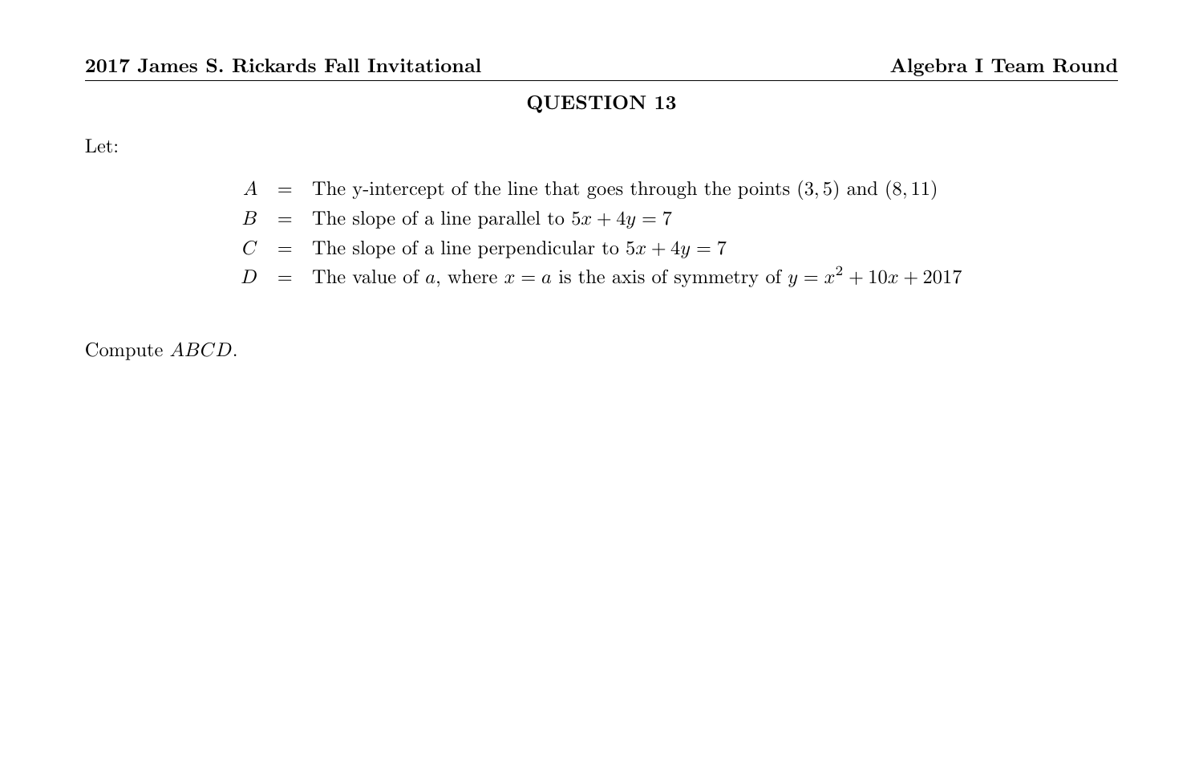## QUESTION 13

Let:

$$
\begin{aligned}
A &= \text{The y-intercept of the line that goes through the points } (3, 5) \text{ and } (8, 11) \\
B &= \text{The slope of a line parallel to } 5x + 4y = 7 \\
C &= \text{The slope of a line perpendicular to } 5x + 4y = 7 \\
D &= \text{The value of } a\text{, where } x = a \text{ is the axis of symmetry of } y = x^2 + 10x + 2017
\end{aligned}
$$

Compute $ABCD$.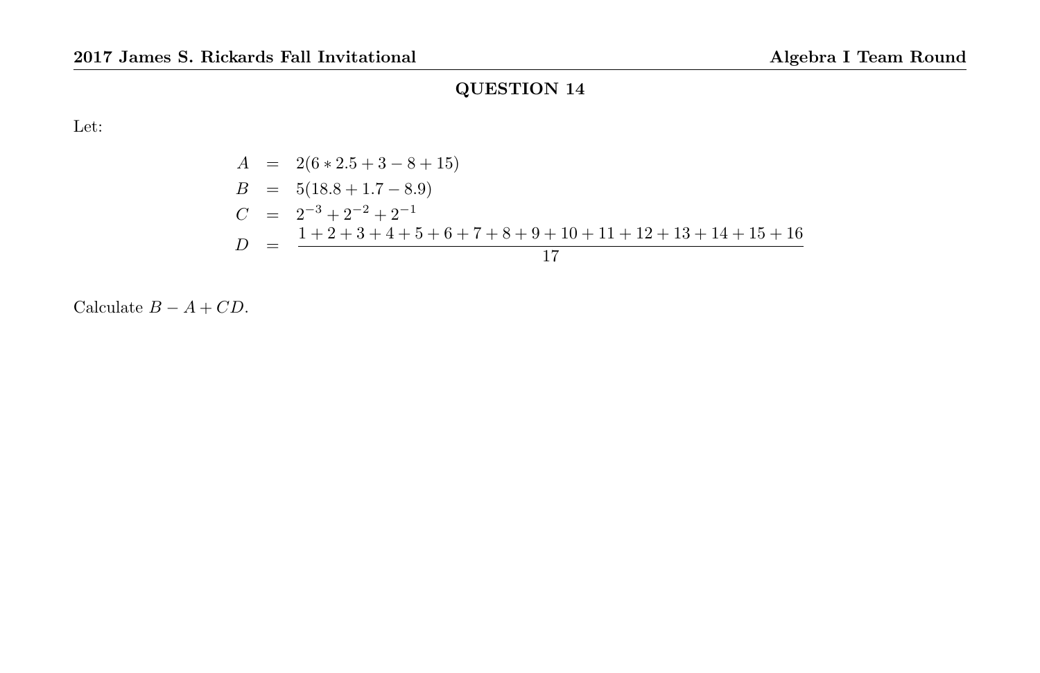## QUESTION 14

Let:

$$
\begin{aligned}
A &= 2(6 * 2.5 + 3 - 8 + 15) \\
B &= 5(18.8 + 1.7 - 8.9) \\
C &= 2^{-3} + 2^{-2} + 2^{-1} \\
D &= \frac{1+2+3+4+5+6+7+8+9+10+11+12+13+14+15+16}{17}
\end{aligned}
$$

Calculate $B - A + CD$.